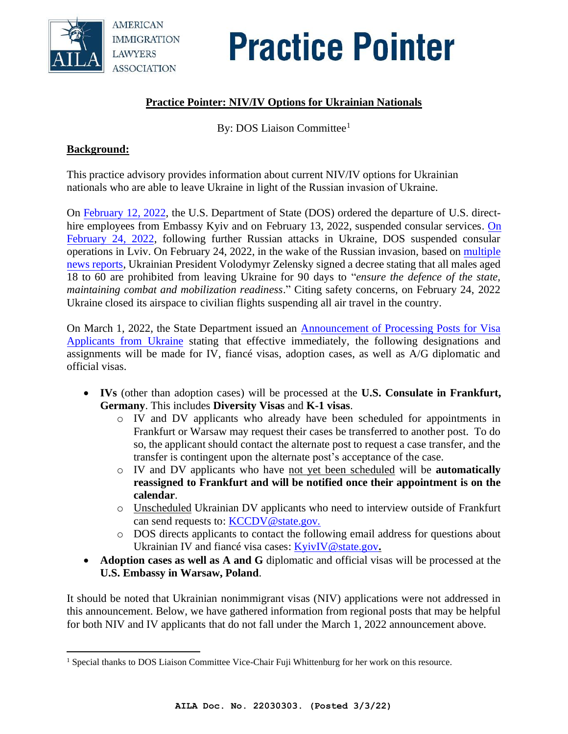# Practice Pointer

## Practice Pointer: NIV/IV Options for Ukrainian Nationals

By: DOS Liaison Committee[1]

**Background:**

This practice advisory provides information about current NIV/IV options for Ukrainian nationals who are able to leave Ukraine in light of the Russian invasion of Ukraine.

On February 12, 2022, the U.S. Department of State (DOS) ordered the departure of U.S. direct-hire employees from Embassy Kyiv and on February 13, 2022, suspended consular services. On February 24, 2022, following further Russian attacks in Ukraine, DOS suspended consular operations in Lviv. On February 24, 2022, in the wake of the Russian invasion, based on multiple news reports, Ukrainian President Volodymyr Zelensky signed a decree stating that all males aged 18 to 60 are prohibited from leaving Ukraine for 90 days to "*ensure the defence of the state, maintaining combat and mobilization readiness*." Citing safety concerns, on February 24, 2022 Ukraine closed its airspace to civilian flights suspending all air travel in the country.

On March 1, 2022, the State Department issued an Announcement of Processing Posts for Visa Applicants from Ukraine stating that effective immediately, the following designations and assignments will be made for IV, fiancé visas, adoption cases, as well as A/G diplomatic and official visas.

- **IVs** (other than adoption cases) will be processed at the **U.S. Consulate in Frankfurt, Germany**. This includes **Diversity Visas** and **K-1 visas**.
  - IV and DV applicants who already have been scheduled for appointments in Frankfurt or Warsaw may request their cases be transferred to another post. To do so, the applicant should contact the alternate post to request a case transfer, and the transfer is contingent upon the alternate post's acceptance of the case.
  - IV and DV applicants who have not yet been scheduled will be **automatically reassigned to Frankfurt and will be notified once their appointment is on the calendar**.
  - Unscheduled Ukrainian DV applicants who need to interview outside of Frankfurt can send requests to: KCCDV@state.gov.
  - DOS directs applicants to contact the following email address for questions about Ukrainian IV and fiancé visa cases: KyivIV@state.gov**.**
- **Adoption cases as well as A and G** diplomatic and official visas will be processed at the **U.S. Embassy in Warsaw, Poland**.

It should be noted that Ukrainian nonimmigrant visas (NIV) applications were not addressed in this announcement. Below, we have gathered information from regional posts that may be helpful for both NIV and IV applicants that do not fall under the March 1, 2022 announcement above.

[1] Special thanks to DOS Liaison Committee Vice-Chair Fuji Whittenburg for her work on this resource.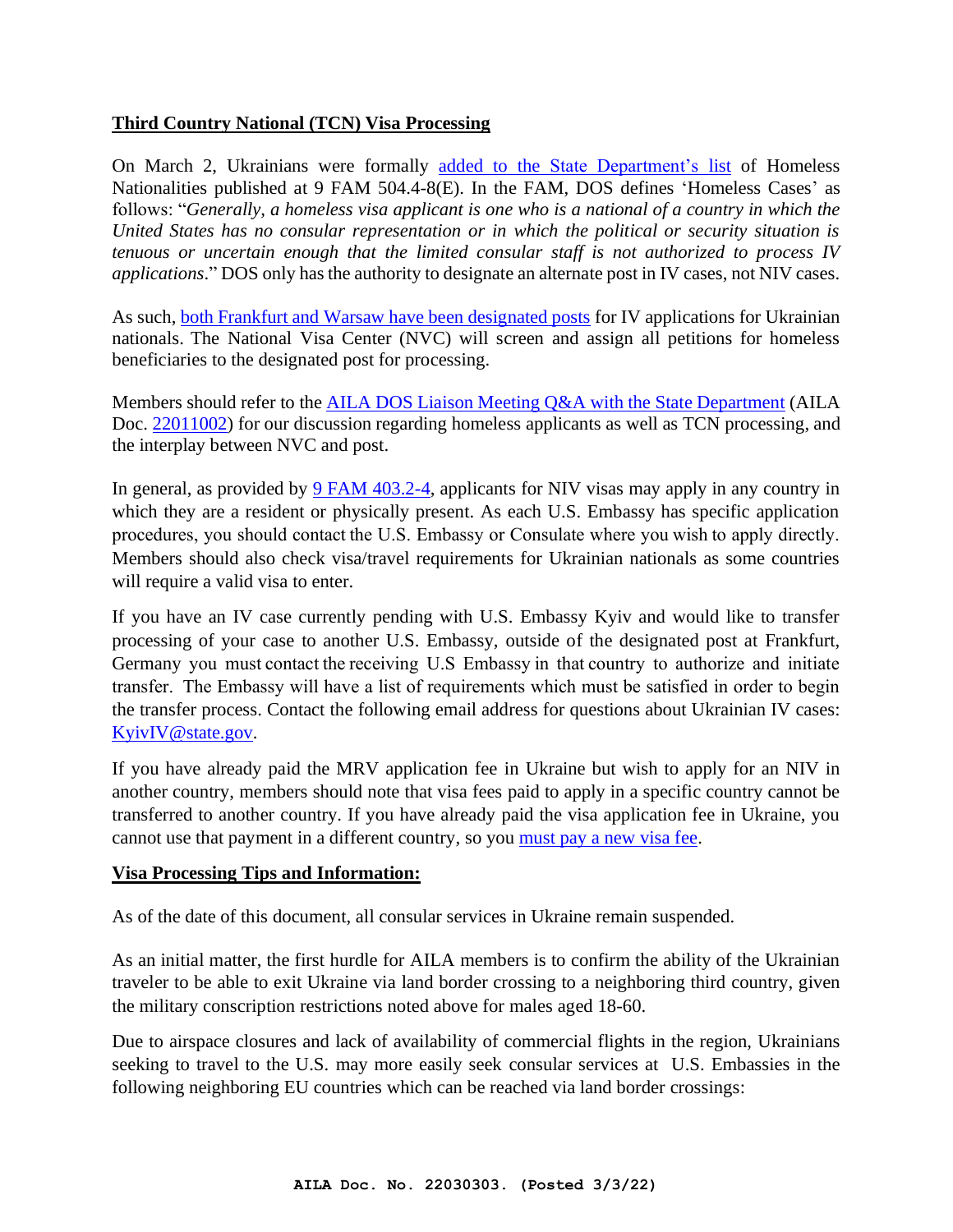**Third Country National (TCN) Visa Processing**

On March 2, Ukrainians were formally [added to the State Department's list]() of Homeless Nationalities published at 9 FAM 504.4-8(E). In the FAM, DOS defines 'Homeless Cases' as follows: "*Generally, a homeless visa applicant is one who is a national of a country in which the United States has no consular representation or in which the political or security situation is tenuous or uncertain enough that the limited consular staff is not authorized to process IV applications*." DOS only has the authority to designate an alternate post in IV cases, not NIV cases.

As such, [both Frankfurt and Warsaw have been designated posts]() for IV applications for Ukrainian nationals. The National Visa Center (NVC) will screen and assign all petitions for homeless beneficiaries to the designated post for processing.

Members should refer to the [AILA DOS Liaison Meeting Q&A with the State Department]() (AILA Doc. [22011002]()) for our discussion regarding homeless applicants as well as TCN processing, and the interplay between NVC and post.

In general, as provided by [9 FAM 403.2-4](), applicants for NIV visas may apply in any country in which they are a resident or physically present. As each U.S. Embassy has specific application procedures, you should contact the U.S. Embassy or Consulate where you wish to apply directly. Members should also check visa/travel requirements for Ukrainian nationals as some countries will require a valid visa to enter.

If you have an IV case currently pending with U.S. Embassy Kyiv and would like to transfer processing of your case to another U.S. Embassy, outside of the designated post at Frankfurt, Germany you must contact the receiving U.S Embassy in that country to authorize and initiate transfer. The Embassy will have a list of requirements which must be satisfied in order to begin the transfer process. Contact the following email address for questions about Ukrainian IV cases: [KyivIV@state.gov]().

If you have already paid the MRV application fee in Ukraine but wish to apply for an NIV in another country, members should note that visa fees paid to apply in a specific country cannot be transferred to another country. If you have already paid the visa application fee in Ukraine, you cannot use that payment in a different country, so you [must pay a new visa fee]().

**Visa Processing Tips and Information:**

As of the date of this document, all consular services in Ukraine remain suspended.

As an initial matter, the first hurdle for AILA members is to confirm the ability of the Ukrainian traveler to be able to exit Ukraine via land border crossing to a neighboring third country, given the military conscription restrictions noted above for males aged 18-60.

Due to airspace closures and lack of availability of commercial flights in the region, Ukrainians seeking to travel to the U.S. may more easily seek consular services at U.S. Embassies in the following neighboring EU countries which can be reached via land border crossings: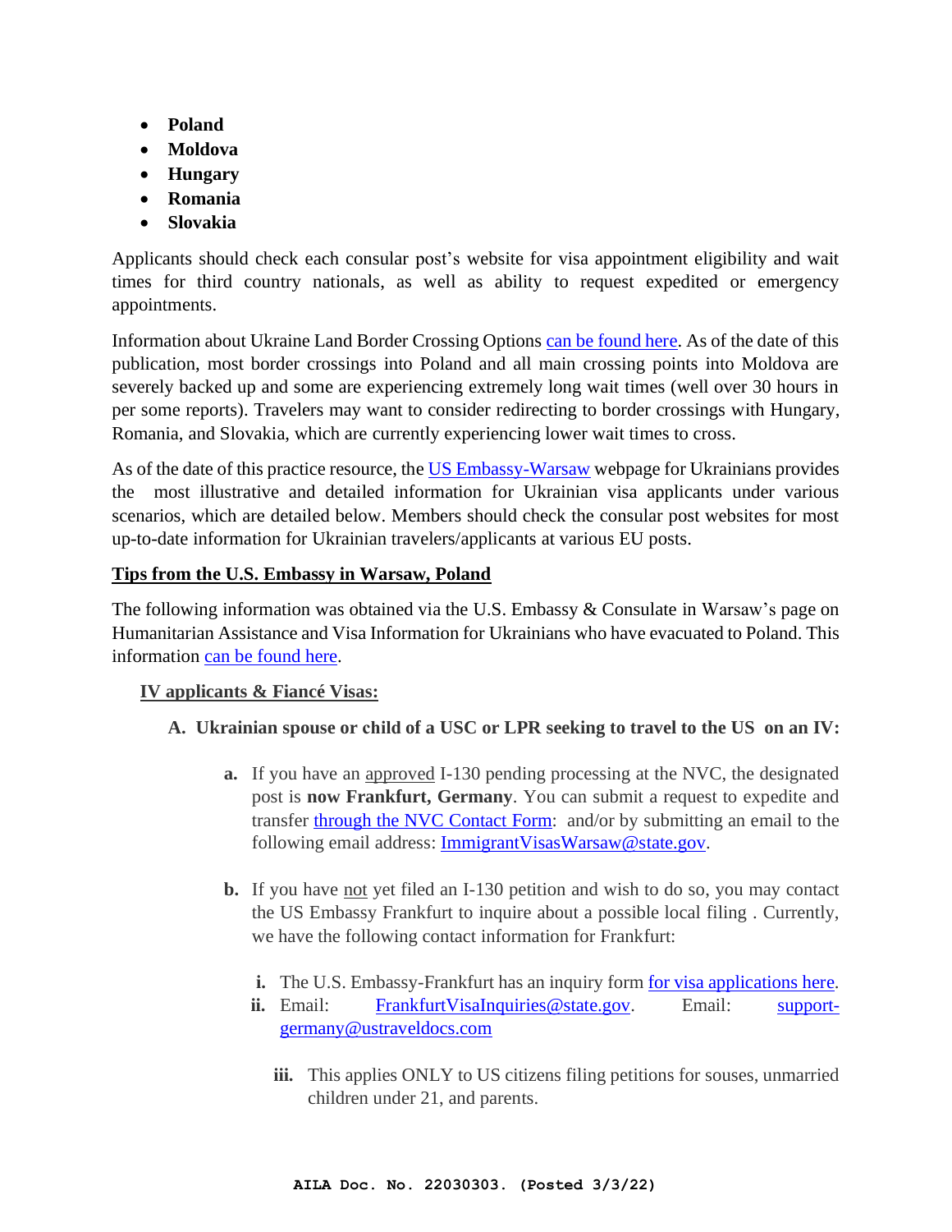- **Poland**
- **Moldova**
- **Hungary**
- **Romania**
- **Slovakia**

Applicants should check each consular post's website for visa appointment eligibility and wait times for third country nationals, as well as ability to request expedited or emergency appointments.

Information about Ukraine Land Border Crossing Options can be found here. As of the date of this publication, most border crossings into Poland and all main crossing points into Moldova are severely backed up and some are experiencing extremely long wait times (well over 30 hours in per some reports). Travelers may want to consider redirecting to border crossings with Hungary, Romania, and Slovakia, which are currently experiencing lower wait times to cross.

As of the date of this practice resource, the US Embassy-Warsaw webpage for Ukrainians provides the most illustrative and detailed information for Ukrainian visa applicants under various scenarios, which are detailed below. Members should check the consular post websites for most up-to-date information for Ukrainian travelers/applicants at various EU posts.

## Tips from the U.S. Embassy in Warsaw, Poland

The following information was obtained via the U.S. Embassy & Consulate in Warsaw's page on Humanitarian Assistance and Visa Information for Ukrainians who have evacuated to Poland. This information can be found here.

### IV applicants & Fiancé Visas:

**A. Ukrainian spouse or child of a USC or LPR seeking to travel to the US on an IV:**

- **a.** If you have an approved I-130 pending processing at the NVC, the designated post is **now Frankfurt, Germany**. You can submit a request to expedite and transfer through the NVC Contact Form: and/or by submitting an email to the following email address: ImmigrantVisasWarsaw@state.gov.

- **b.** If you have not yet filed an I-130 petition and wish to do so, you may contact the US Embassy Frankfurt to inquire about a possible local filing . Currently, we have the following contact information for Frankfurt:

  - **i.** The U.S. Embassy-Frankfurt has an inquiry form for visa applications here.
  - **ii.** Email: FrankfurtVisaInquiries@state.gov. Email: support-germany@ustraveldocs.com
    - **iii.** This applies ONLY to US citizens filing petitions for souses, unmarried children under 21, and parents.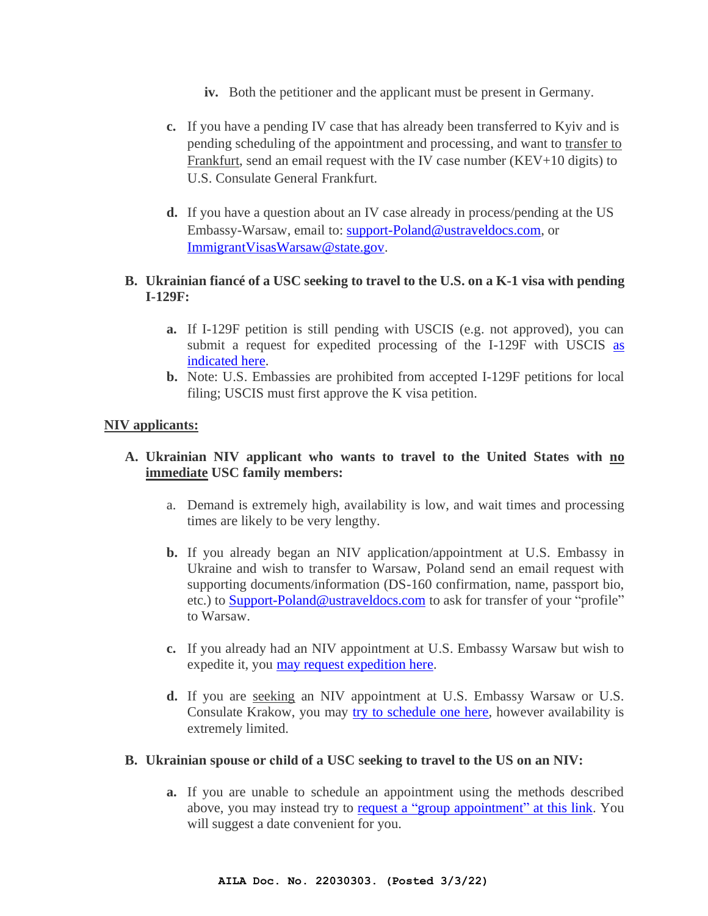iv. Both the petitioner and the applicant must be present in Germany.

c. If you have a pending IV case that has already been transferred to Kyiv and is pending scheduling of the appointment and processing, and want to transfer to Frankfurt, send an email request with the IV case number (KEV+10 digits) to U.S. Consulate General Frankfurt.

d. If you have a question about an IV case already in process/pending at the US Embassy-Warsaw, email to: support-Poland@ustraveldocs.com, or ImmigrantVisasWarsaw@state.gov.

**B. Ukrainian fiancé of a USC seeking to travel to the U.S. on a K-1 visa with pending I-129F:**

a. If I-129F petition is still pending with USCIS (e.g. not approved), you can submit a request for expedited processing of the I-129F with USCIS as indicated here.

b. Note: U.S. Embassies are prohibited from accepted I-129F petitions for local filing; USCIS must first approve the K visa petition.

**NIV applicants:**

**A. Ukrainian NIV applicant who wants to travel to the United States with no immediate USC family members:**

a. Demand is extremely high, availability is low, and wait times and processing times are likely to be very lengthy.

b. If you already began an NIV application/appointment at U.S. Embassy in Ukraine and wish to transfer to Warsaw, Poland send an email request with supporting documents/information (DS-160 confirmation, name, passport bio, etc.) to Support-Poland@ustraveldocs.com to ask for transfer of your "profile" to Warsaw.

c. If you already had an NIV appointment at U.S. Embassy Warsaw but wish to expedite it, you may request expedition here.

d. If you are seeking an NIV appointment at U.S. Embassy Warsaw or U.S. Consulate Krakow, you may try to schedule one here, however availability is extremely limited.

**B. Ukrainian spouse or child of a USC seeking to travel to the US on an NIV:**

a. If you are unable to schedule an appointment using the methods described above, you may instead try to request a "group appointment" at this link. You will suggest a date convenient for you.

AILA Doc. No. 22030303. (Posted 3/3/22)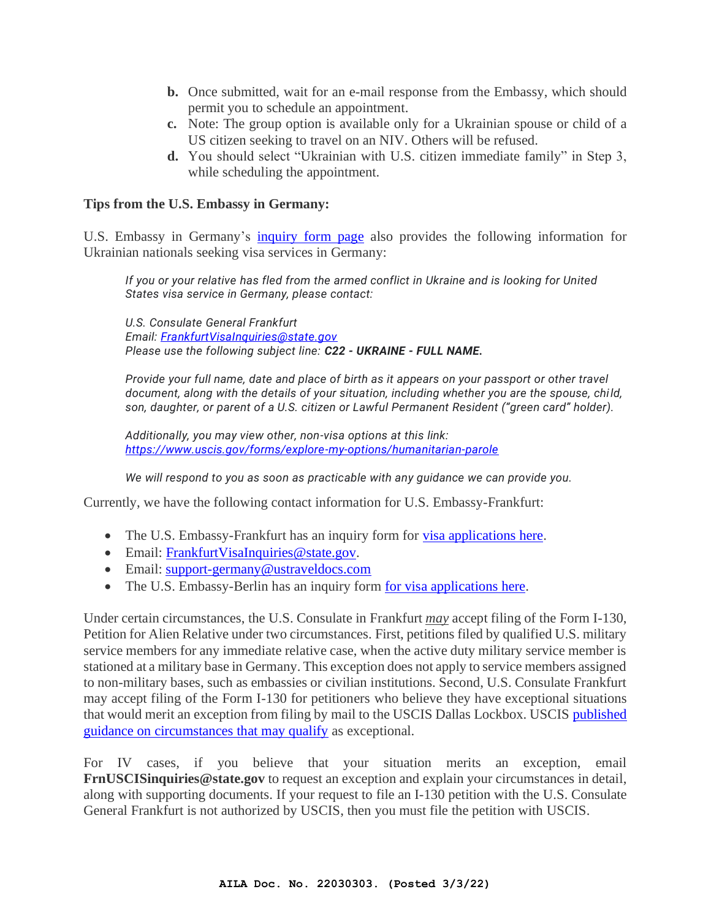b. Once submitted, wait for an e-mail response from the Embassy, which should permit you to schedule an appointment.
c. Note: The group option is available only for a Ukrainian spouse or child of a US citizen seeking to travel on an NIV. Others will be refused.
d. You should select "Ukrainian with U.S. citizen immediate family" in Step 3, while scheduling the appointment.

**Tips from the U.S. Embassy in Germany:**

U.S. Embassy in Germany's inquiry form page also provides the following information for Ukrainian nationals seeking visa services in Germany:

> *If you or your relative has fled from the armed conflict in Ukraine and is looking for United States visa service in Germany, please contact:*
>
> *U.S. Consulate General Frankfurt*
> *Email: FrankfurtVisaInquiries@state.gov*
> *Please use the following subject line:* ***C22 - UKRAINE - FULL NAME.***
>
> *Provide your full name, date and place of birth as it appears on your passport or other travel document, along with the details of your situation, including whether you are the spouse, child, son, daughter, or parent of a U.S. citizen or Lawful Permanent Resident ("green card" holder).*
>
> *Additionally, you may view other, non-visa options at this link: https://www.uscis.gov/forms/explore-my-options/humanitarian-parole*
>
> *We will respond to you as soon as practicable with any guidance we can provide you.*

Currently, we have the following contact information for U.S. Embassy-Frankfurt:

- The U.S. Embassy-Frankfurt has an inquiry form for visa applications here.
- Email: FrankfurtVisaInquiries@state.gov.
- Email: support-germany@ustraveldocs.com
- The U.S. Embassy-Berlin has an inquiry form for visa applications here.

Under certain circumstances, the U.S. Consulate in Frankfurt *may* accept filing of the Form I-130, Petition for Alien Relative under two circumstances. First, petitions filed by qualified U.S. military service members for any immediate relative case, when the active duty military service member is stationed at a military base in Germany. This exception does not apply to service members assigned to non-military bases, such as embassies or civilian institutions. Second, U.S. Consulate Frankfurt may accept filing of the Form I-130 for petitioners who believe they have exceptional situations that would merit an exception from filing by mail to the USCIS Dallas Lockbox. USCIS published guidance on circumstances that may qualify as exceptional.

For IV cases, if you believe that your situation merits an exception, email **FrnUSCISinquiries@state.gov** to request an exception and explain your circumstances in detail, along with supporting documents. If your request to file an I-130 petition with the U.S. Consulate General Frankfurt is not authorized by USCIS, then you must file the petition with USCIS.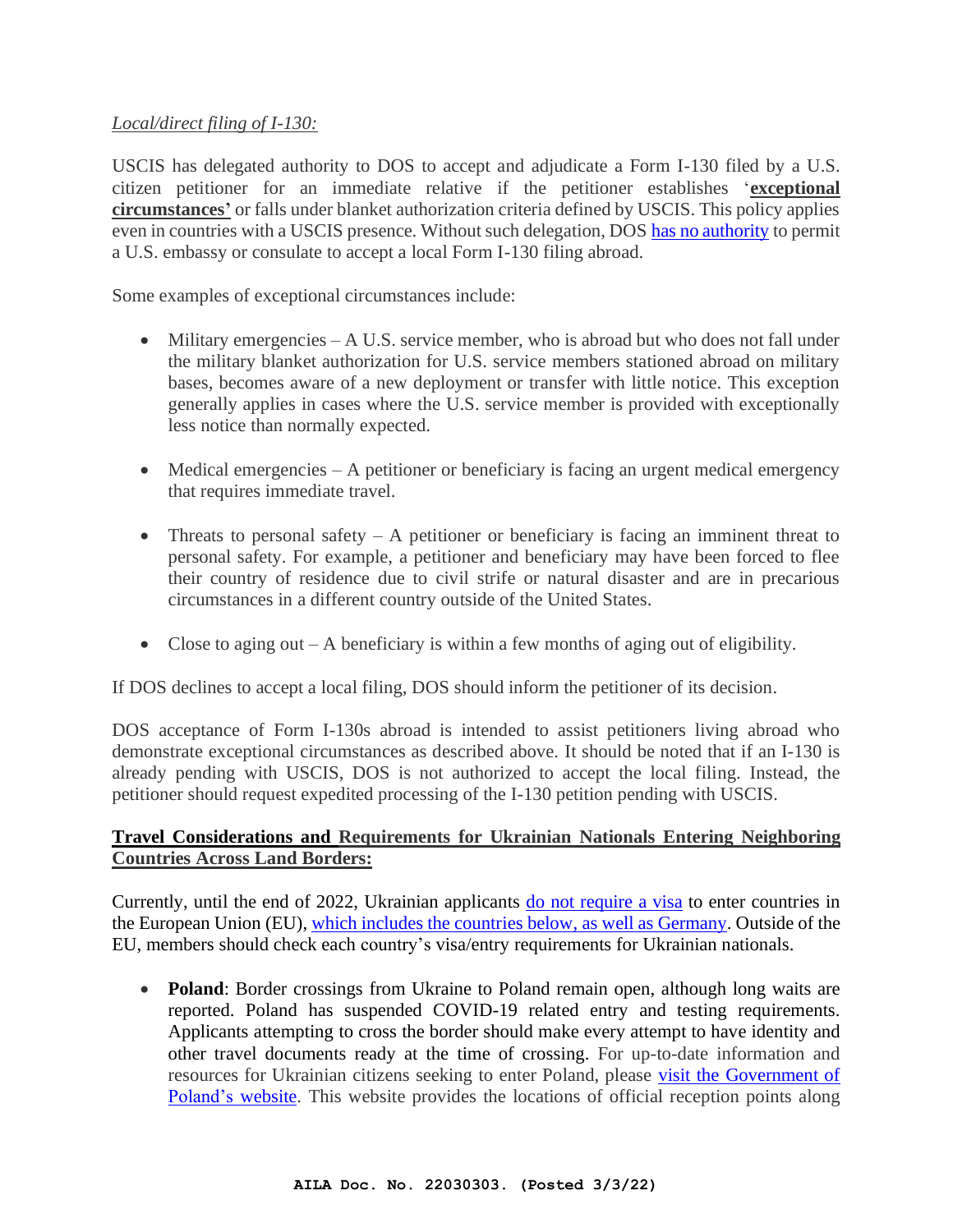*Local/direct filing of I-130:*

USCIS has delegated authority to DOS to accept and adjudicate a Form I-130 filed by a U.S. citizen petitioner for an immediate relative if the petitioner establishes '**exceptional circumstances'** or falls under blanket authorization criteria defined by USCIS. This policy applies even in countries with a USCIS presence. Without such delegation, DOS has no authority to permit a U.S. embassy or consulate to accept a local Form I-130 filing abroad.

Some examples of exceptional circumstances include:

- Military emergencies – A U.S. service member, who is abroad but who does not fall under the military blanket authorization for U.S. service members stationed abroad on military bases, becomes aware of a new deployment or transfer with little notice. This exception generally applies in cases where the U.S. service member is provided with exceptionally less notice than normally expected.

- Medical emergencies – A petitioner or beneficiary is facing an urgent medical emergency that requires immediate travel.

- Threats to personal safety – A petitioner or beneficiary is facing an imminent threat to personal safety. For example, a petitioner and beneficiary may have been forced to flee their country of residence due to civil strife or natural disaster and are in precarious circumstances in a different country outside of the United States.

- Close to aging out – A beneficiary is within a few months of aging out of eligibility.

If DOS declines to accept a local filing, DOS should inform the petitioner of its decision.

DOS acceptance of Form I-130s abroad is intended to assist petitioners living abroad who demonstrate exceptional circumstances as described above. It should be noted that if an I-130 is already pending with USCIS, DOS is not authorized to accept the local filing. Instead, the petitioner should request expedited processing of the I-130 petition pending with USCIS.

**Travel Considerations and Requirements for Ukrainian Nationals Entering Neighboring Countries Across Land Borders:**

Currently, until the end of 2022, Ukrainian applicants do not require a visa to enter countries in the European Union (EU), which includes the countries below, as well as Germany. Outside of the EU, members should check each country's visa/entry requirements for Ukrainian nationals.

- **Poland**: Border crossings from Ukraine to Poland remain open, although long waits are reported. Poland has suspended COVID-19 related entry and testing requirements. Applicants attempting to cross the border should make every attempt to have identity and other travel documents ready at the time of crossing. For up-to-date information and resources for Ukrainian citizens seeking to enter Poland, please visit the Government of Poland's website. This website provides the locations of official reception points along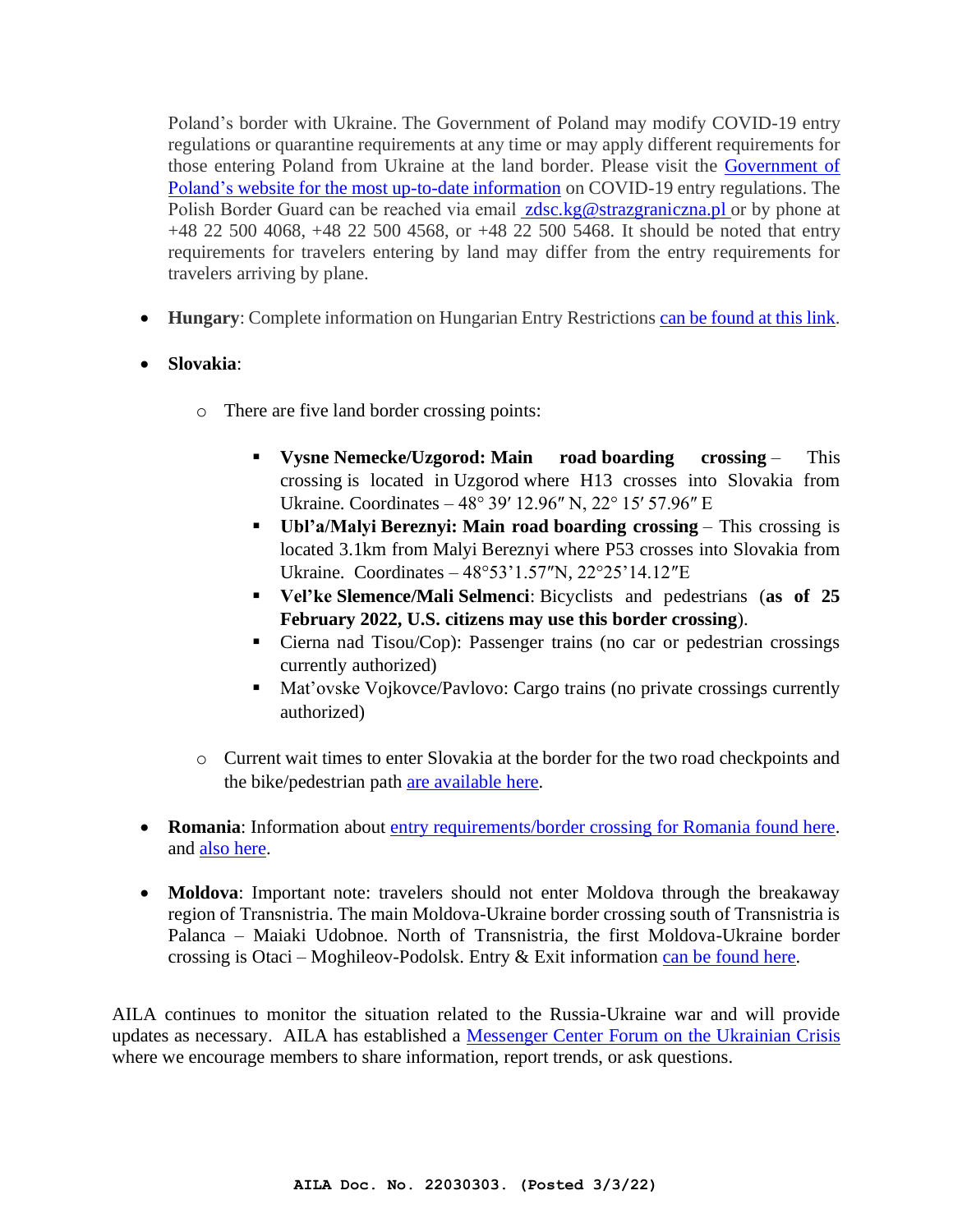Poland's border with Ukraine. The Government of Poland may modify COVID-19 entry regulations or quarantine requirements at any time or may apply different requirements for those entering Poland from Ukraine at the land border. Please visit the [Government of Poland's website for the most up-to-date information]() on COVID-19 entry regulations. The Polish Border Guard can be reached via email [zdsc.kg@strazgraniczna.pl]() or by phone at +48 22 500 4068, +48 22 500 4568, or +48 22 500 5468. It should be noted that entry requirements for travelers entering by land may differ from the entry requirements for travelers arriving by plane.

- **Hungary**: Complete information on Hungarian Entry Restrictions [can be found at this link]().

- **Slovakia**:

  - There are five land border crossing points:

    - **Vysne Nemecke/Uzgorod: Main road boarding crossing** – This crossing is located in Uzgorod where H13 crosses into Slovakia from Ukraine. Coordinates – 48° 39′ 12.96″ N, 22° 15′ 57.96″ E
    - **Ubl'a/Malyi Bereznyi: Main road boarding crossing** – This crossing is located 3.1km from Malyi Bereznyi where P53 crosses into Slovakia from Ukraine. Coordinates – 48°53'1.57″N, 22°25'14.12″E
    - **Vel'ke Slemence/Mali Selmenci**: Bicyclists and pedestrians (**as of 25 February 2022, U.S. citizens may use this border crossing**).
    - Cierna nad Tisou/Cop): Passenger trains (no car or pedestrian crossings currently authorized)
    - Mat'ovske Vojkovce/Pavlovo: Cargo trains (no private crossings currently authorized)

  - Current wait times to enter Slovakia at the border for the two road checkpoints and the bike/pedestrian path [are available here]().

- **Romania**: Information about [entry requirements/border crossing for Romania found here](). and [also here]().

- **Moldova**: Important note: travelers should not enter Moldova through the breakaway region of Transnistria. The main Moldova-Ukraine border crossing south of Transnistria is Palanca – Maiaki Udobnoe. North of Transnistria, the first Moldova-Ukraine border crossing is Otaci – Moghileov-Podolsk. Entry & Exit information [can be found here]().

AILA continues to monitor the situation related to the Russia-Ukraine war and will provide updates as necessary. AILA has established a [Messenger Center Forum on the Ukrainian Crisis]() where we encourage members to share information, report trends, or ask questions.

**AILA Doc. No. 22030303. (Posted 3/3/22)**